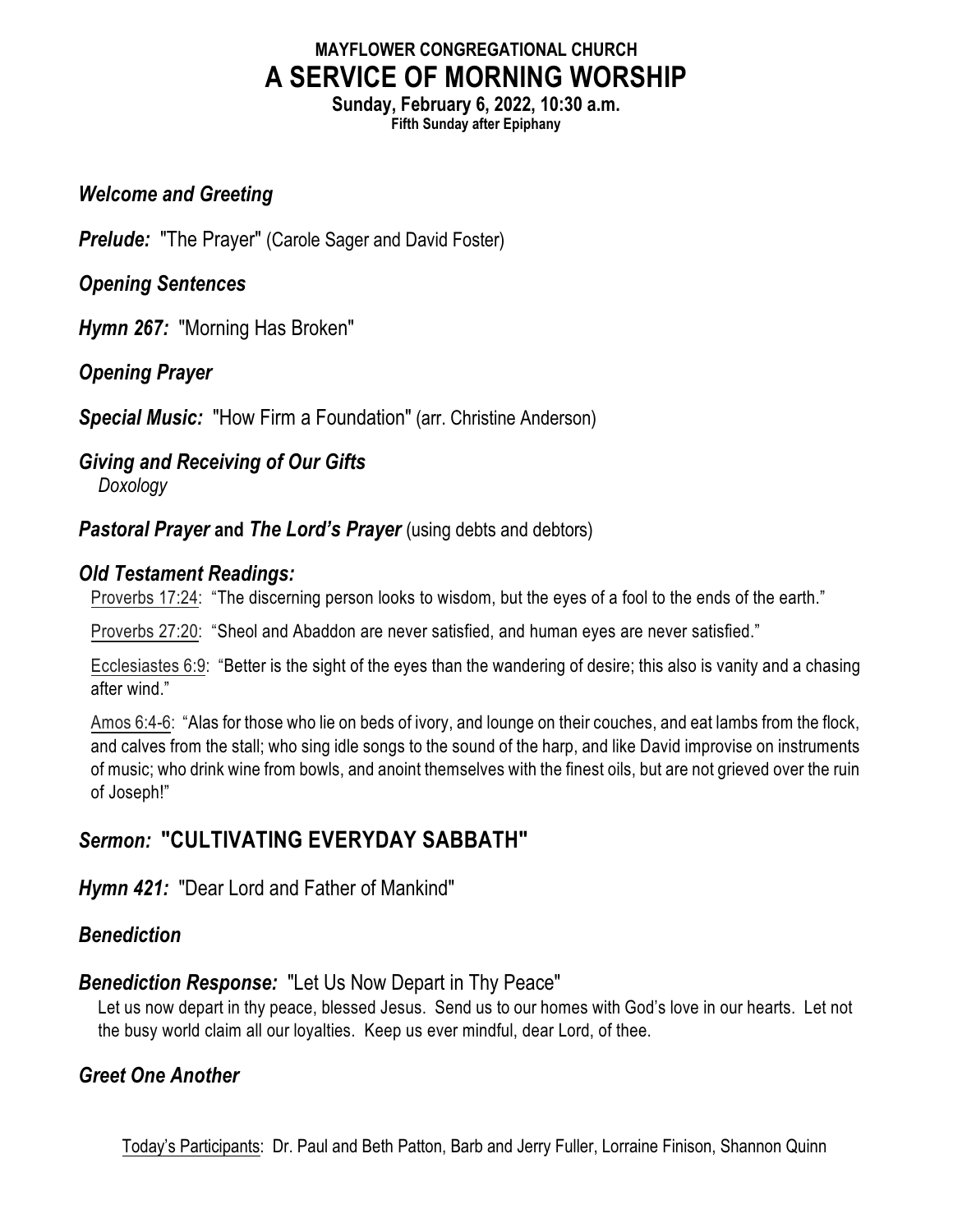**MAYFLOWER CONGREGATIONAL CHURCH**

# A SERVICE OF MORNING WORSHIP

**Sunday, February 6, 2022, 10:30 a.m.**

**Fifth Sunday after Epiphany**

***Welcome and Greeting***

***Prelude:*** "The Prayer" (Carole Sager and David Foster)

***Opening Sentences***

***Hymn 267:*** "Morning Has Broken"

***Opening Prayer***

***Special Music:*** "How Firm a Foundation" (arr. Christine Anderson)

***Giving and Receiving of Our Gifts***

*Doxology*

***Pastoral Prayer* and *The Lord's Prayer*** (using debts and debtors)

***Old Testament Readings:***

Proverbs 17:24: "The discerning person looks to wisdom, but the eyes of a fool to the ends of the earth."

Proverbs 27:20: "Sheol and Abaddon are never satisfied, and human eyes are never satisfied."

Ecclesiastes 6:9: "Better is the sight of the eyes than the wandering of desire; this also is vanity and a chasing after wind."

Amos 6:4-6: "Alas for those who lie on beds of ivory, and lounge on their couches, and eat lambs from the flock, and calves from the stall; who sing idle songs to the sound of the harp, and like David improvise on instruments of music; who drink wine from bowls, and anoint themselves with the finest oils, but are not grieved over the ruin of Joseph!"

***Sermon:*** **"CULTIVATING EVERYDAY SABBATH"**

***Hymn 421:*** "Dear Lord and Father of Mankind"

***Benediction***

***Benediction Response:*** "Let Us Now Depart in Thy Peace"

Let us now depart in thy peace, blessed Jesus. Send us to our homes with God's love in our hearts. Let not the busy world claim all our loyalties. Keep us ever mindful, dear Lord, of thee.

***Greet One Another***

Today's Participants: Dr. Paul and Beth Patton, Barb and Jerry Fuller, Lorraine Finison, Shannon Quinn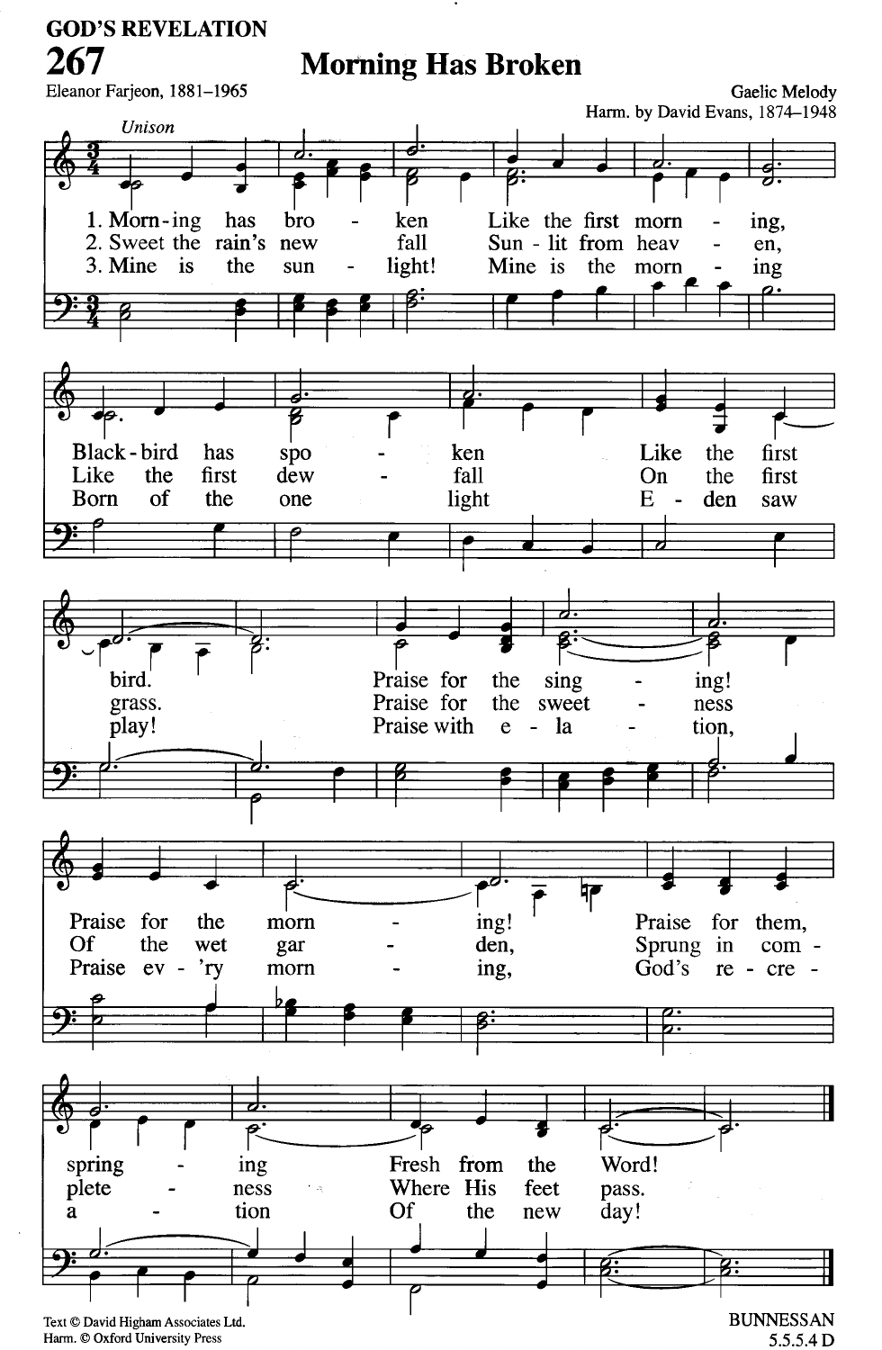## 267 Morning Has Broken

Eleanor Farjeon, 1881–1965

Gaelic Melody
Harm. by David Evans, 1874–1948

*Unison*

1. Morning has broken
Like the first morning,
Blackbird has spoken
Like the first bird.
Praise for the singing!
Praise for the morning!
Praise for them, springing
Fresh from the Word!

2. Sweet the rain's new fall
Sun-lit from heaven,
Like the first dewfall
On the first grass.
Praise for the sweetness
Of the wet garden,
Sprung in completeness
Where His feet pass.

3. Mine is the sunlight!
Mine is the morning
Born of the one light
Eden saw play!
Praise with elation,
Praise ev'ry morning,
God's recreation
Of the new day!

Text © David Higham Associates Ltd.
Harm. © Oxford University Press

BUNNESSAN
5.5.5.4 D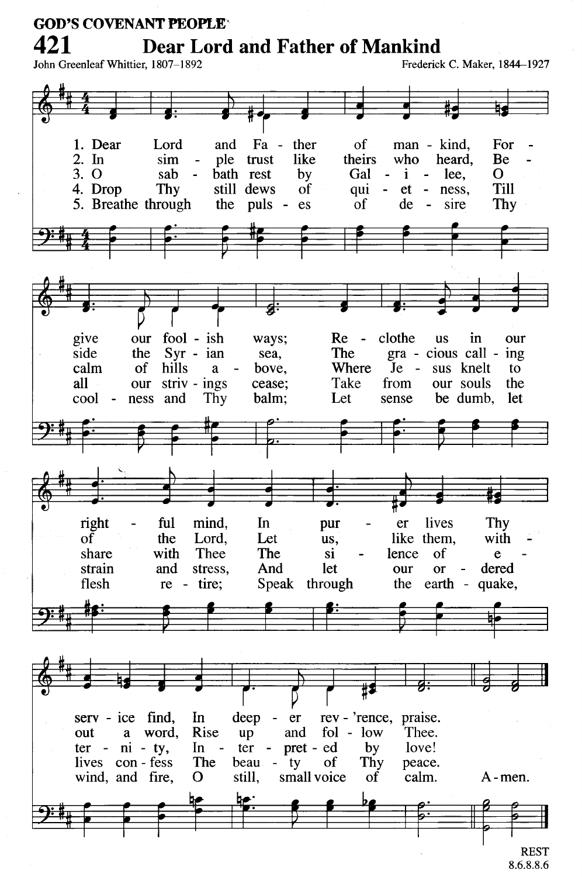GOD'S COVENANT PEOPLE

# 421 Dear Lord and Father of Mankind

John Greenleaf Whittier, 1807–1892

Frederick C. Maker, 1844–1927

1. Dear Lord and Father of mankind, Forgive our foolish ways; Reclothe us in our rightful mind, In purer lives Thy service find, In deeper rev'rence, praise.

2. In simple trust like theirs who heard, Beside the Syrian sea, The gracious calling of the Lord, Let us, like them, without a word, Rise up and follow Thee.

3. O sabbath rest by Galilee, O calm of hills above, Where Jesus knelt to share with Thee The silence of eternity, Interpreted by love!

4. Drop Thy still dews of quietness, Till all our strivings cease; Take from our souls the strain and stress, And let our ordered lives confess The beauty of Thy peace.

5. Breathe through the pulses of desire Thy coolness and Thy balm; Let sense be dumb, let flesh retire; Speak through the earthquake, wind, and fire, O still, small voice of calm.

A-men.

REST
8.6.8.8.6